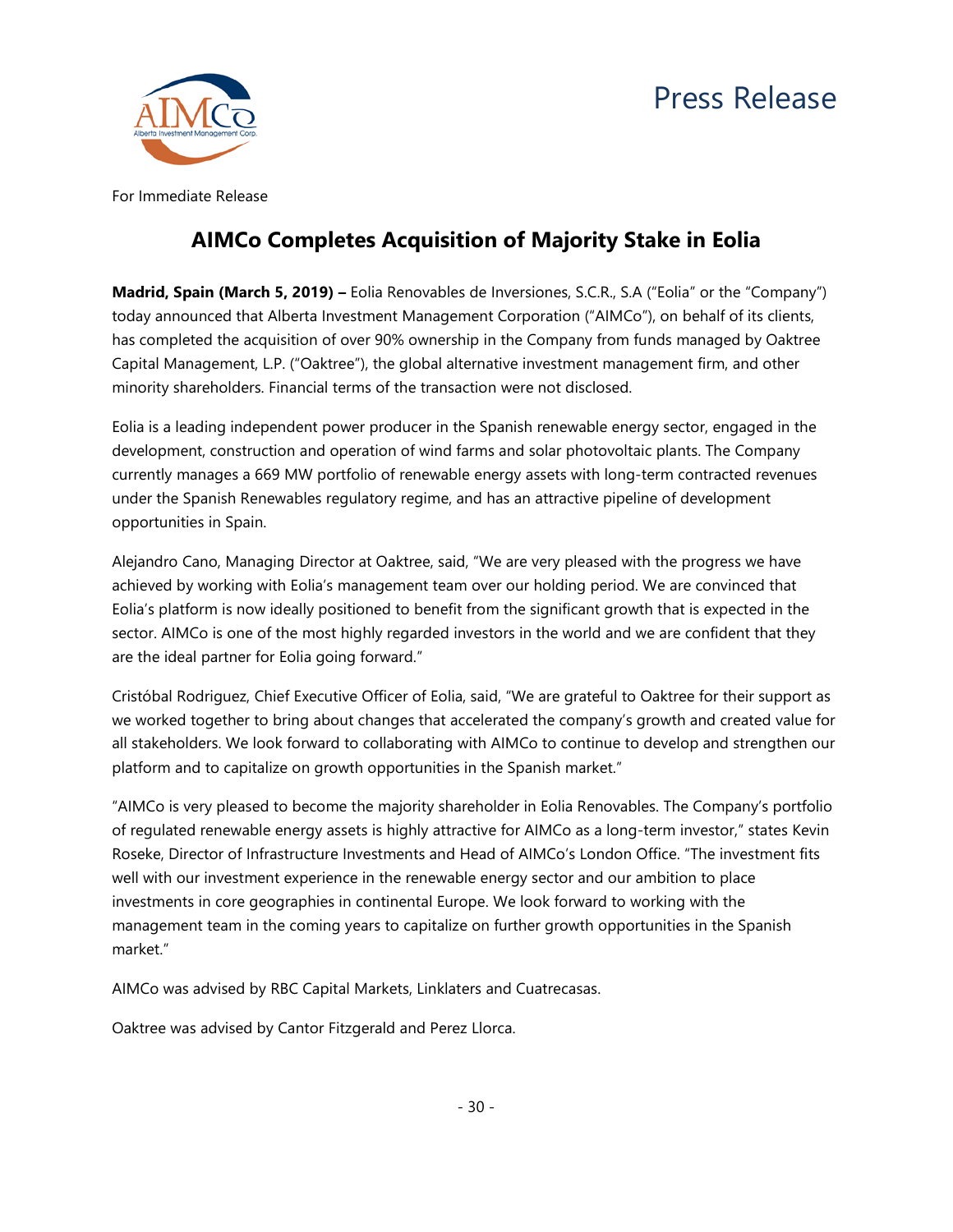Press Release

For Immediate Release

# AIMCo Completes Acquisition of Majority Stake in Eolia

**Madrid, Spain (March 5, 2019) –** Eolia Renovables de Inversiones, S.C.R., S.A ("Eolia" or the "Company") today announced that Alberta Investment Management Corporation ("AIMCo"), on behalf of its clients, has completed the acquisition of over 90% ownership in the Company from funds managed by Oaktree Capital Management, L.P. ("Oaktree"), the global alternative investment management firm, and other minority shareholders. Financial terms of the transaction were not disclosed.

Eolia is a leading independent power producer in the Spanish renewable energy sector, engaged in the development, construction and operation of wind farms and solar photovoltaic plants. The Company currently manages a 669 MW portfolio of renewable energy assets with long-term contracted revenues under the Spanish Renewables regulatory regime, and has an attractive pipeline of development opportunities in Spain.

Alejandro Cano, Managing Director at Oaktree, said, "We are very pleased with the progress we have achieved by working with Eolia's management team over our holding period. We are convinced that Eolia's platform is now ideally positioned to benefit from the significant growth that is expected in the sector. AIMCo is one of the most highly regarded investors in the world and we are confident that they are the ideal partner for Eolia going forward."

Cristóbal Rodriguez, Chief Executive Officer of Eolia, said, "We are grateful to Oaktree for their support as we worked together to bring about changes that accelerated the company's growth and created value for all stakeholders. We look forward to collaborating with AIMCo to continue to develop and strengthen our platform and to capitalize on growth opportunities in the Spanish market."

"AIMCo is very pleased to become the majority shareholder in Eolia Renovables. The Company's portfolio of regulated renewable energy assets is highly attractive for AIMCo as a long-term investor," states Kevin Roseke, Director of Infrastructure Investments and Head of AIMCo's London Office. "The investment fits well with our investment experience in the renewable energy sector and our ambition to place investments in core geographies in continental Europe. We look forward to working with the management team in the coming years to capitalize on further growth opportunities in the Spanish market."

AIMCo was advised by RBC Capital Markets, Linklaters and Cuatrecasas.

Oaktree was advised by Cantor Fitzgerald and Perez Llorca.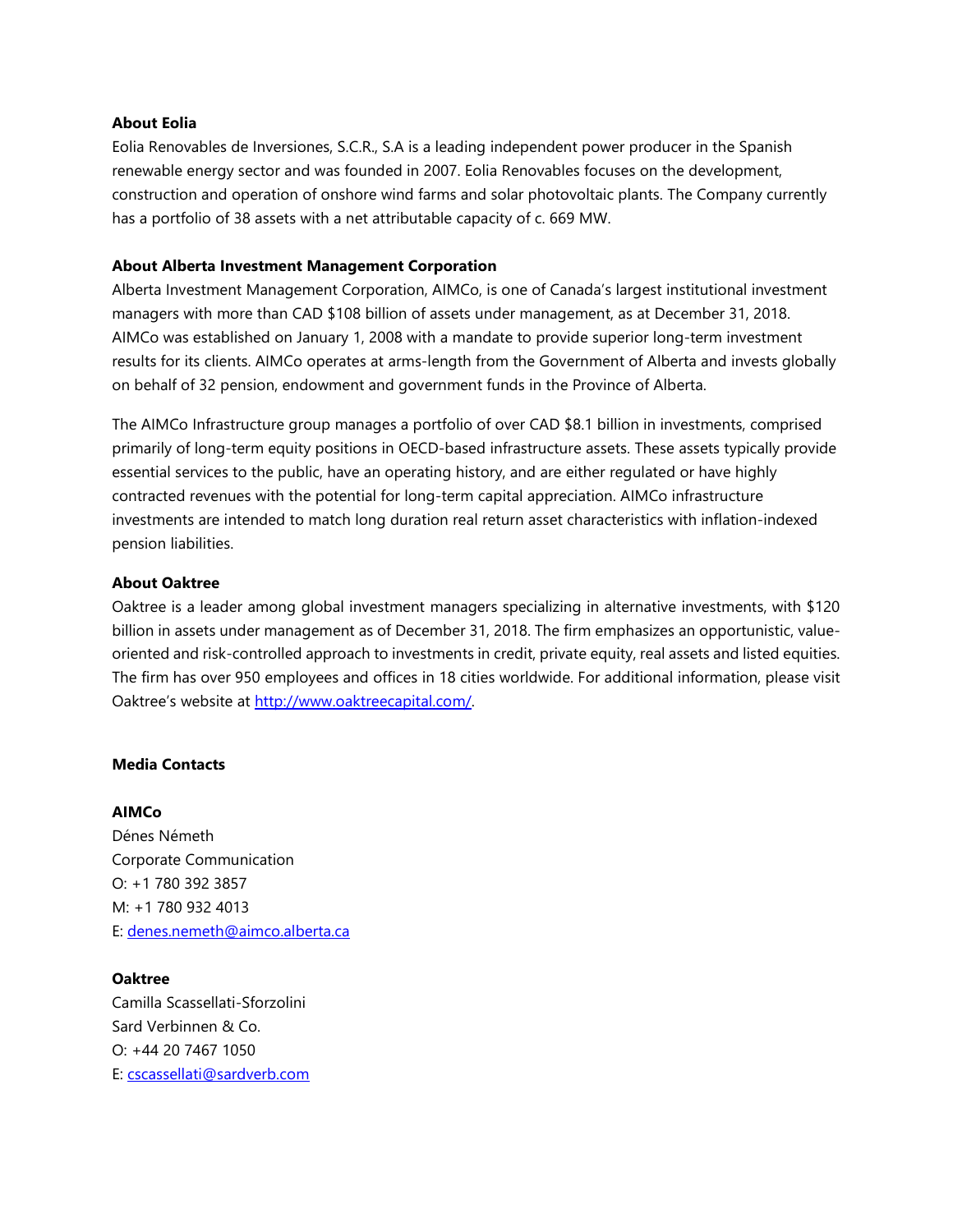**About Eolia**

Eolia Renovables de Inversiones, S.C.R., S.A is a leading independent power producer in the Spanish renewable energy sector and was founded in 2007. Eolia Renovables focuses on the development, construction and operation of onshore wind farms and solar photovoltaic plants. The Company currently has a portfolio of 38 assets with a net attributable capacity of c. 669 MW.

**About Alberta Investment Management Corporation**

Alberta Investment Management Corporation, AIMCo, is one of Canada's largest institutional investment managers with more than CAD $108 billion of assets under management, as at December 31, 2018. AIMCo was established on January 1, 2008 with a mandate to provide superior long-term investment results for its clients. AIMCo operates at arms-length from the Government of Alberta and invests globally on behalf of 32 pension, endowment and government funds in the Province of Alberta.

The AIMCo Infrastructure group manages a portfolio of over CAD $8.1 billion in investments, comprised primarily of long-term equity positions in OECD-based infrastructure assets. These assets typically provide essential services to the public, have an operating history, and are either regulated or have highly contracted revenues with the potential for long-term capital appreciation. AIMCo infrastructure investments are intended to match long duration real return asset characteristics with inflation-indexed pension liabilities.

**About Oaktree**

Oaktree is a leader among global investment managers specializing in alternative investments, with $120 billion in assets under management as of December 31, 2018. The firm emphasizes an opportunistic, value-oriented and risk-controlled approach to investments in credit, private equity, real assets and listed equities. The firm has over 950 employees and offices in 18 cities worldwide. For additional information, please visit Oaktree's website at http://www.oaktreecapital.com/.

**Media Contacts**

**AIMCo**
Dénes Németh
Corporate Communication
O: +1 780 392 3857
M: +1 780 932 4013
E: denes.nemeth@aimco.alberta.ca

**Oaktree**
Camilla Scassellati-Sforzolini
Sard Verbinnen & Co.
O: +44 20 7467 1050
E: cscassellati@sardverb.com